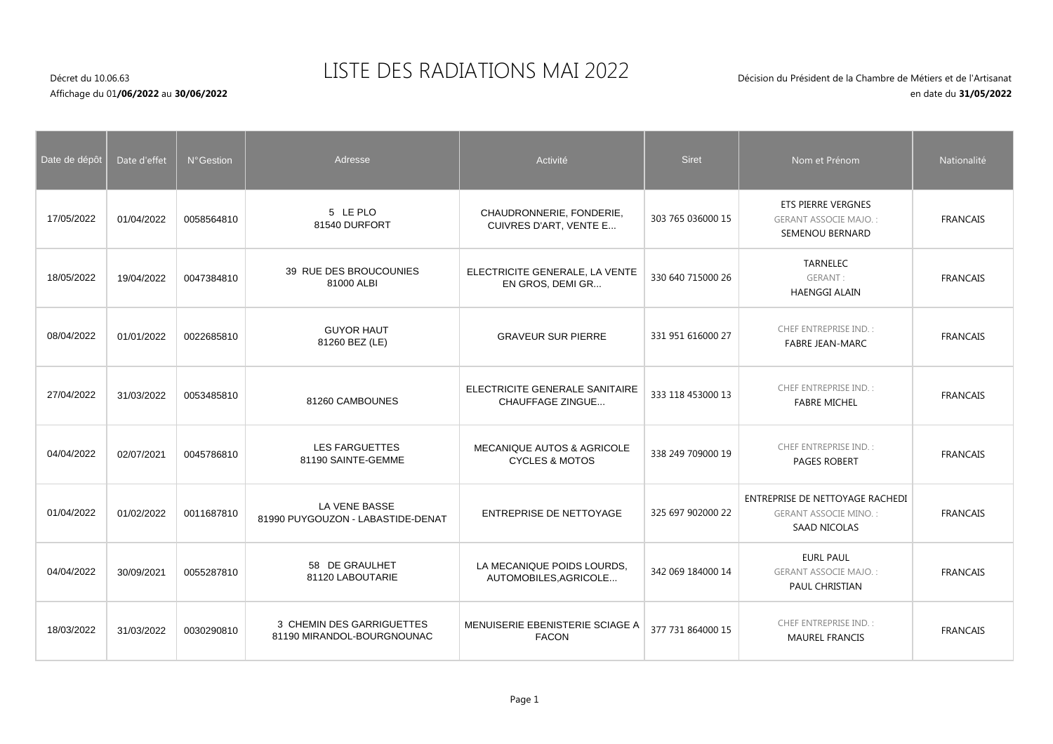Décret du 10.06.63

Affichage du 01**/06/2022** au **30/06/2022**

# LISTE DES RADIATIONS MAI 2022

Décision du Président de la Chambre de Métiers et de l'Artisanat

en date du **31/05/2022**

| Date de dépôt | Date d'effet | N°Gestion | Adresse | Activité | Siret | Nom et Prénom | Nationalité |
|---|---|---|---|---|---|---|---|
| 17/05/2022 | 01/04/2022 | 0058564810 | 5 LE PLO<br>81540 DURFORT | CHAUDRONNERIE, FONDERIE, CUIVRES D'ART, VENTE E... | 303 765 036000 15 | ETS PIERRE VERGNES<br>GERANT ASSOCIE MAJO. :<br>SEMENOU BERNARD | FRANCAIS |
| 18/05/2022 | 19/04/2022 | 0047384810 | 39 RUE DES BROUCOUNIES<br>81000 ALBI | ELECTRICITE GENERALE, LA VENTE EN GROS, DEMI GR... | 330 640 715000 26 | TARNELEC<br>GERANT :<br>HAENGGI ALAIN | FRANCAIS |
| 08/04/2022 | 01/01/2022 | 0022685810 | GUYOR HAUT<br>81260 BEZ (LE) | GRAVEUR SUR PIERRE | 331 951 616000 27 | CHEF ENTREPRISE IND. :<br>FABRE JEAN-MARC | FRANCAIS |
| 27/04/2022 | 31/03/2022 | 0053485810 | 81260 CAMBOUNES | ELECTRICITE GENERALE SANITAIRE CHAUFFAGE ZINGUE... | 333 118 453000 13 | CHEF ENTREPRISE IND. :<br>FABRE MICHEL | FRANCAIS |
| 04/04/2022 | 02/07/2021 | 0045786810 | LES FARGUETTES<br>81190 SAINTE-GEMME | MECANIQUE AUTOS & AGRICOLE CYCLES & MOTOS | 338 249 709000 19 | CHEF ENTREPRISE IND. :<br>PAGES ROBERT | FRANCAIS |
| 01/04/2022 | 01/02/2022 | 0011687810 | LA VENE BASSE<br>81990 PUYGOUZON - LABASTIDE-DENAT | ENTREPRISE DE NETTOYAGE | 325 697 902000 22 | ENTREPRISE DE NETTOYAGE RACHEDI<br>GERANT ASSOCIE MINO. :<br>SAAD NICOLAS | FRANCAIS |
| 04/04/2022 | 30/09/2021 | 0055287810 | 58 DE GRAULHET<br>81120 LABOUTARIE | LA MECANIQUE POIDS LOURDS, AUTOMOBILES,AGRICOLE... | 342 069 184000 14 | EURL PAUL<br>GERANT ASSOCIE MAJO. :<br>PAUL CHRISTIAN | FRANCAIS |
| 18/03/2022 | 31/03/2022 | 0030290810 | 3 CHEMIN DES GARRIGUETTES<br>81190 MIRANDOL-BOURGNOUNAC | MENUISERIE EBENISTERIE SCIAGE A FACON | 377 731 864000 15 | CHEF ENTREPRISE IND. :<br>MAUREL FRANCIS | FRANCAIS |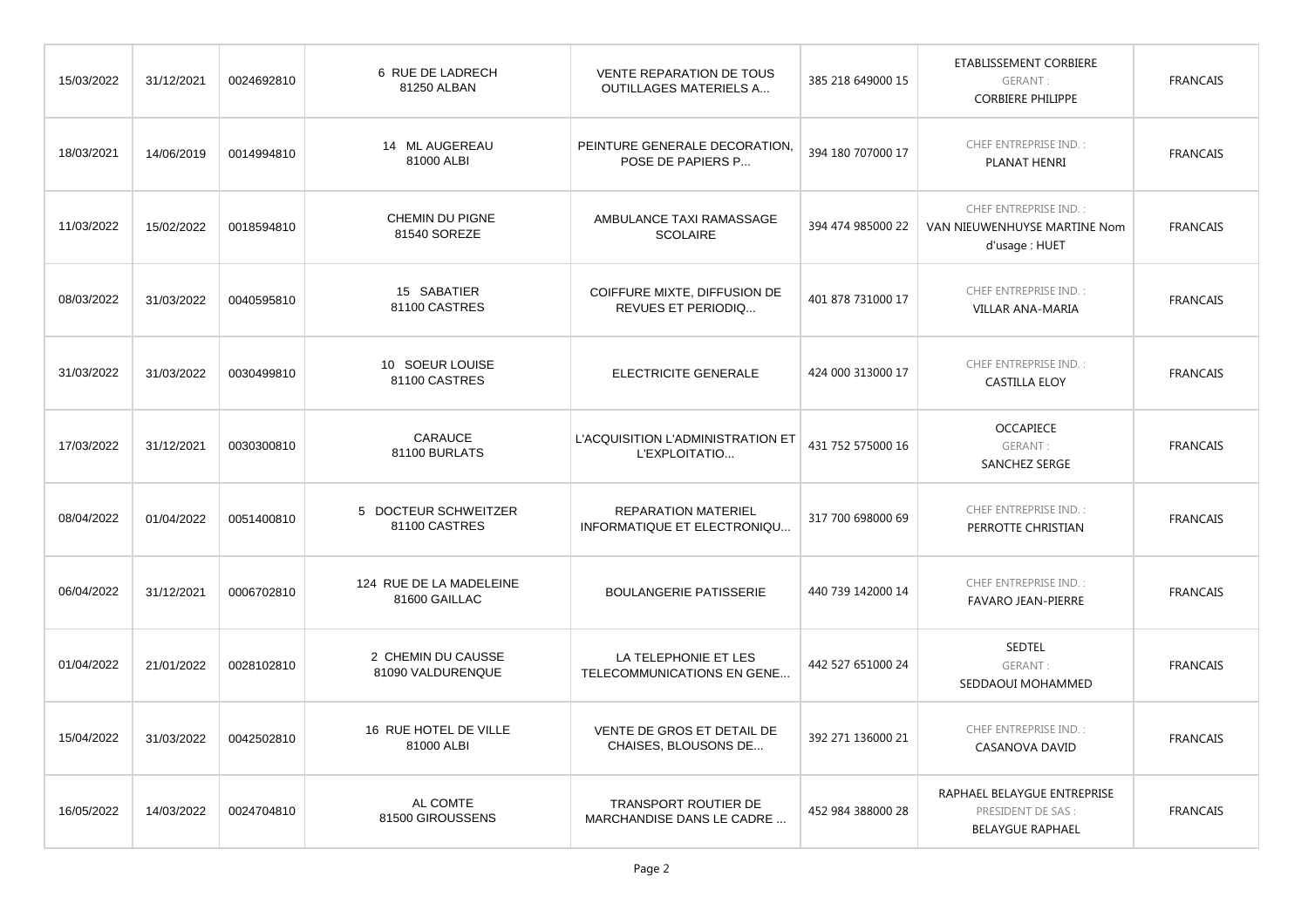| | | | | | | | |
|---|---|---|---|---|---|---|---|
| 15/03/2022 | 31/12/2021 | 0024692810 | 6 RUE DE LADRECH 81250 ALBAN | VENTE REPARATION DE TOUS OUTILLAGES MATERIELS A... | 385 218 649000 15 | ETABLISSEMENT CORBIERE GERANT : CORBIERE PHILIPPE | FRANCAIS |
| 18/03/2021 | 14/06/2019 | 0014994810 | 14 ML AUGEREAU 81000 ALBI | PEINTURE GENERALE DECORATION, POSE DE PAPIERS P... | 394 180 707000 17 | CHEF ENTREPRISE IND. : PLANAT HENRI | FRANCAIS |
| 11/03/2022 | 15/02/2022 | 0018594810 | CHEMIN DU PIGNE 81540 SOREZE | AMBULANCE TAXI RAMASSAGE SCOLAIRE | 394 474 985000 22 | CHEF ENTREPRISE IND. : VAN NIEUWENHUYSE MARTINE Nom d'usage : HUET | FRANCAIS |
| 08/03/2022 | 31/03/2022 | 0040595810 | 15 SABATIER 81100 CASTRES | COIFFURE MIXTE, DIFFUSION DE REVUES ET PERIODIQ... | 401 878 731000 17 | CHEF ENTREPRISE IND. : VILLAR ANA-MARIA | FRANCAIS |
| 31/03/2022 | 31/03/2022 | 0030499810 | 10 SOEUR LOUISE 81100 CASTRES | ELECTRICITE GENERALE | 424 000 313000 17 | CHEF ENTREPRISE IND. : CASTILLA ELOY | FRANCAIS |
| 17/03/2022 | 31/12/2021 | 0030300810 | CARAUCE 81100 BURLATS | L'ACQUISITION L'ADMINISTRATION ET L'EXPLOITATIO... | 431 752 575000 16 | OCCAPIECE GERANT : SANCHEZ SERGE | FRANCAIS |
| 08/04/2022 | 01/04/2022 | 0051400810 | 5 DOCTEUR SCHWEITZER 81100 CASTRES | REPARATION MATERIEL INFORMATIQUE ET ELECTRONIQU... | 317 700 698000 69 | CHEF ENTREPRISE IND. : PERROTTE CHRISTIAN | FRANCAIS |
| 06/04/2022 | 31/12/2021 | 0006702810 | 124 RUE DE LA MADELEINE 81600 GAILLAC | BOULANGERIE PATISSERIE | 440 739 142000 14 | CHEF ENTREPRISE IND. : FAVARO JEAN-PIERRE | FRANCAIS |
| 01/04/2022 | 21/01/2022 | 0028102810 | 2 CHEMIN DU CAUSSE 81090 VALDURENQUE | LA TELEPHONIE ET LES TELECOMMUNICATIONS EN GENE... | 442 527 651000 24 | SEDTEL GERANT : SEDDAOUI MOHAMMED | FRANCAIS |
| 15/04/2022 | 31/03/2022 | 0042502810 | 16 RUE HOTEL DE VILLE 81000 ALBI | VENTE DE GROS ET DETAIL DE CHAISES, BLOUSONS DE... | 392 271 136000 21 | CHEF ENTREPRISE IND. : CASANOVA DAVID | FRANCAIS |
| 16/05/2022 | 14/03/2022 | 0024704810 | AL COMTE 81500 GIROUSSENS | TRANSPORT ROUTIER DE MARCHANDISE DANS LE CADRE ... | 452 984 388000 28 | RAPHAEL BELAYGUE ENTREPRISE PRESIDENT DE SAS : BELAYGUE RAPHAEL | FRANCAIS |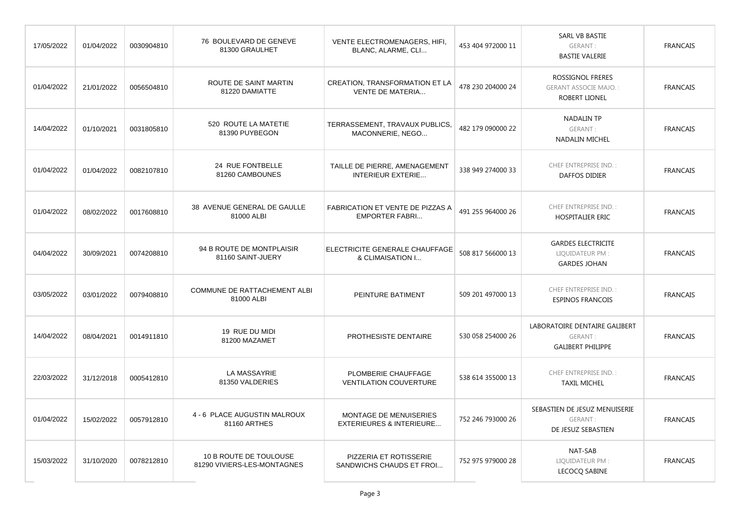| | | | | | | | |
|---|---|---|---|---|---|---|---|
| 17/05/2022 | 01/04/2022 | 0030904810 | 76 BOULEVARD DE GENEVE<br>81300 GRAULHET | VENTE ELECTROMENAGERS, HIFI, BLANC, ALARME, CLI... | 453 404 972000 11 | SARL VB BASTIE<br>GERANT :<br>BASTIE VALERIE | FRANCAIS |
| 01/04/2022 | 21/01/2022 | 0056504810 | ROUTE DE SAINT MARTIN<br>81220 DAMIATTE | CREATION, TRANSFORMATION ET LA VENTE DE MATERIA... | 478 230 204000 24 | ROSSIGNOL FRERES<br>GERANT ASSOCIE MAJO. :<br>ROBERT LIONEL | FRANCAIS |
| 14/04/2022 | 01/10/2021 | 0031805810 | 520 ROUTE LA MATETIE<br>81390 PUYBEGON | TERRASSEMENT, TRAVAUX PUBLICS, MACONNERIE, NEGO... | 482 179 090000 22 | NADALIN TP<br>GERANT :<br>NADALIN MICHEL | FRANCAIS |
| 01/04/2022 | 01/04/2022 | 0082107810 | 24 RUE FONTBELLE<br>81260 CAMBOUNES | TAILLE DE PIERRE, AMENAGEMENT INTERIEUR EXTERIE... | 338 949 274000 33 | CHEF ENTREPRISE IND. :<br>DAFFOS DIDIER | FRANCAIS |
| 01/04/2022 | 08/02/2022 | 0017608810 | 38 AVENUE GENERAL DE GAULLE<br>81000 ALBI | FABRICATION ET VENTE DE PIZZAS A EMPORTER FABRI... | 491 255 964000 26 | CHEF ENTREPRISE IND. :<br>HOSPITALIER ERIC | FRANCAIS |
| 04/04/2022 | 30/09/2021 | 0074208810 | 94 B ROUTE DE MONTPLAISIR<br>81160 SAINT-JUERY | ELECTRICITE GENERALE CHAUFFAGE & CLIMAISATION I... | 508 817 566000 13 | GARDES ELECTRICITE<br>LIQUIDATEUR PM :<br>GARDES JOHAN | FRANCAIS |
| 03/05/2022 | 03/01/2022 | 0079408810 | COMMUNE DE RATTACHEMENT ALBI<br>81000 ALBI | PEINTURE BATIMENT | 509 201 497000 13 | CHEF ENTREPRISE IND. :<br>ESPINOS FRANCOIS | FRANCAIS |
| 14/04/2022 | 08/04/2021 | 0014911810 | 19 RUE DU MIDI<br>81200 MAZAMET | PROTHESISTE DENTAIRE | 530 058 254000 26 | LABORATOIRE DENTAIRE GALIBERT<br>GERANT :<br>GALIBERT PHILIPPE | FRANCAIS |
| 22/03/2022 | 31/12/2018 | 0005412810 | LA MASSAYRIE<br>81350 VALDERIES | PLOMBERIE CHAUFFAGE VENTILATION COUVERTURE | 538 614 355000 13 | CHEF ENTREPRISE IND. :<br>TAXIL MICHEL | FRANCAIS |
| 01/04/2022 | 15/02/2022 | 0057912810 | 4 - 6 PLACE AUGUSTIN MALROUX<br>81160 ARTHES | MONTAGE DE MENUISERIES EXTERIEURES & INTERIEURE... | 752 246 793000 26 | SEBASTIEN DE JESUZ MENUISERIE<br>GERANT :<br>DE JESUZ SEBASTIEN | FRANCAIS |
| 15/03/2022 | 31/10/2020 | 0078212810 | 10 B ROUTE DE TOULOUSE<br>81290 VIVIERS-LES-MONTAGNES | PIZZERIA ET ROTISSERIE SANDWICHS CHAUDS ET FROI... | 752 975 979000 28 | NAT-SAB<br>LIQUIDATEUR PM :<br>LECOCQ SABINE | FRANCAIS |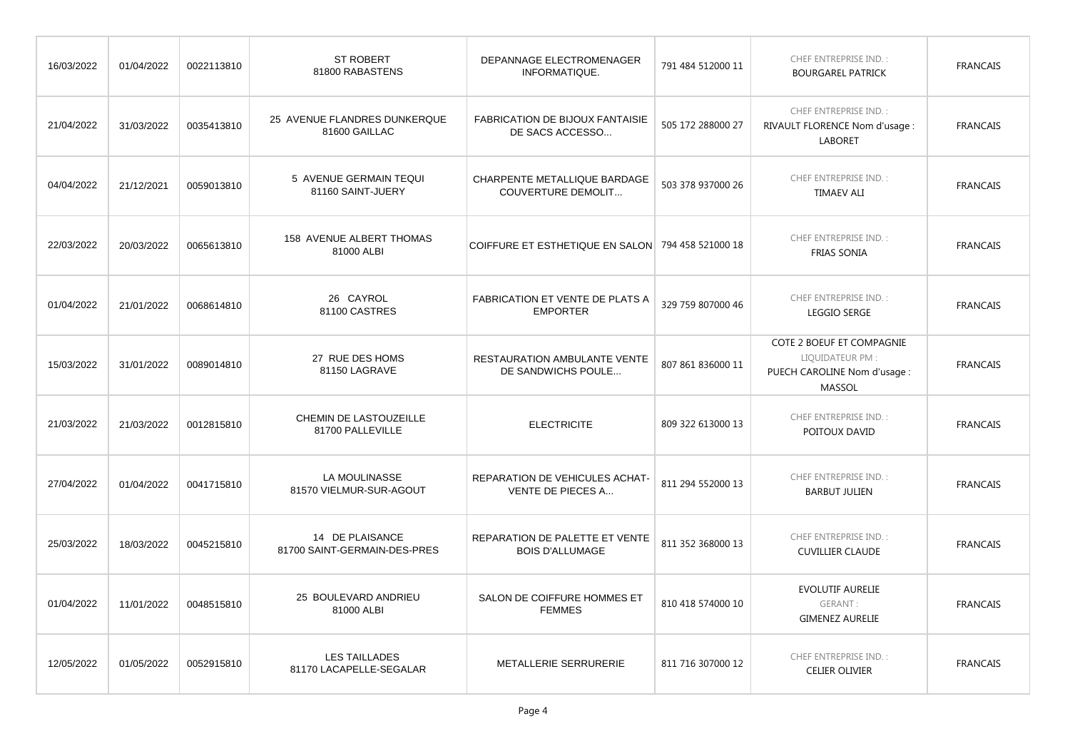| | | | | | | | |
|---|---|---|---|---|---|---|---|
| 16/03/2022 | 01/04/2022 | 0022113810 | ST ROBERT<br>81800 RABASTENS | DEPANNAGE ELECTROMENAGER INFORMATIQUE. | 791 484 512000 11 | CHEF ENTREPRISE IND. :<br>BOURGAREL PATRICK | FRANCAIS |
| 21/04/2022 | 31/03/2022 | 0035413810 | 25 AVENUE FLANDRES DUNKERQUE<br>81600 GAILLAC | FABRICATION DE BIJOUX FANTAISIE DE SACS ACCESSO... | 505 172 288000 27 | CHEF ENTREPRISE IND. :<br>RIVAULT FLORENCE Nom d'usage : LABORET | FRANCAIS |
| 04/04/2022 | 21/12/2021 | 0059013810 | 5 AVENUE GERMAIN TEQUI<br>81160 SAINT-JUERY | CHARPENTE METALLIQUE BARDAGE COUVERTURE DEMOLIT... | 503 378 937000 26 | CHEF ENTREPRISE IND. :<br>TIMAEV ALI | FRANCAIS |
| 22/03/2022 | 20/03/2022 | 0065613810 | 158 AVENUE ALBERT THOMAS<br>81000 ALBI | COIFFURE ET ESTHETIQUE EN SALON | 794 458 521000 18 | CHEF ENTREPRISE IND. :<br>FRIAS SONIA | FRANCAIS |
| 01/04/2022 | 21/01/2022 | 0068614810 | 26 CAYROL<br>81100 CASTRES | FABRICATION ET VENTE DE PLATS A EMPORTER | 329 759 807000 46 | CHEF ENTREPRISE IND. :<br>LEGGIO SERGE | FRANCAIS |
| 15/03/2022 | 31/01/2022 | 0089014810 | 27 RUE DES HOMS<br>81150 LAGRAVE | RESTAURATION AMBULANTE VENTE DE SANDWICHS POULE... | 807 861 836000 11 | COTE 2 BOEUF ET COMPAGNIE<br>LIQUIDATEUR PM :<br>PUECH CAROLINE Nom d'usage : MASSOL | FRANCAIS |
| 21/03/2022 | 21/03/2022 | 0012815810 | CHEMIN DE LASTOUZEILLE<br>81700 PALLEVILLE | ELECTRICITE | 809 322 613000 13 | CHEF ENTREPRISE IND. :<br>POITOUX DAVID | FRANCAIS |
| 27/04/2022 | 01/04/2022 | 0041715810 | LA MOULINASSE<br>81570 VIELMUR-SUR-AGOUT | REPARATION DE VEHICULES ACHAT-VENTE DE PIECES A... | 811 294 552000 13 | CHEF ENTREPRISE IND. :<br>BARBUT JULIEN | FRANCAIS |
| 25/03/2022 | 18/03/2022 | 0045215810 | 14 DE PLAISANCE<br>81700 SAINT-GERMAIN-DES-PRES | REPARATION DE PALETTE ET VENTE BOIS D'ALLUMAGE | 811 352 368000 13 | CHEF ENTREPRISE IND. :<br>CUVILLIER CLAUDE | FRANCAIS |
| 01/04/2022 | 11/01/2022 | 0048515810 | 25 BOULEVARD ANDRIEU<br>81000 ALBI | SALON DE COIFFURE HOMMES ET FEMMES | 810 418 574000 10 | EVOLUTIF AURELIE<br>GERANT :<br>GIMENEZ AURELIE | FRANCAIS |
| 12/05/2022 | 01/05/2022 | 0052915810 | LES TAILLADES<br>81170 LACAPELLE-SEGALAR | METALLERIE SERRURERIE | 811 716 307000 12 | CHEF ENTREPRISE IND. :<br>CELIER OLIVIER | FRANCAIS |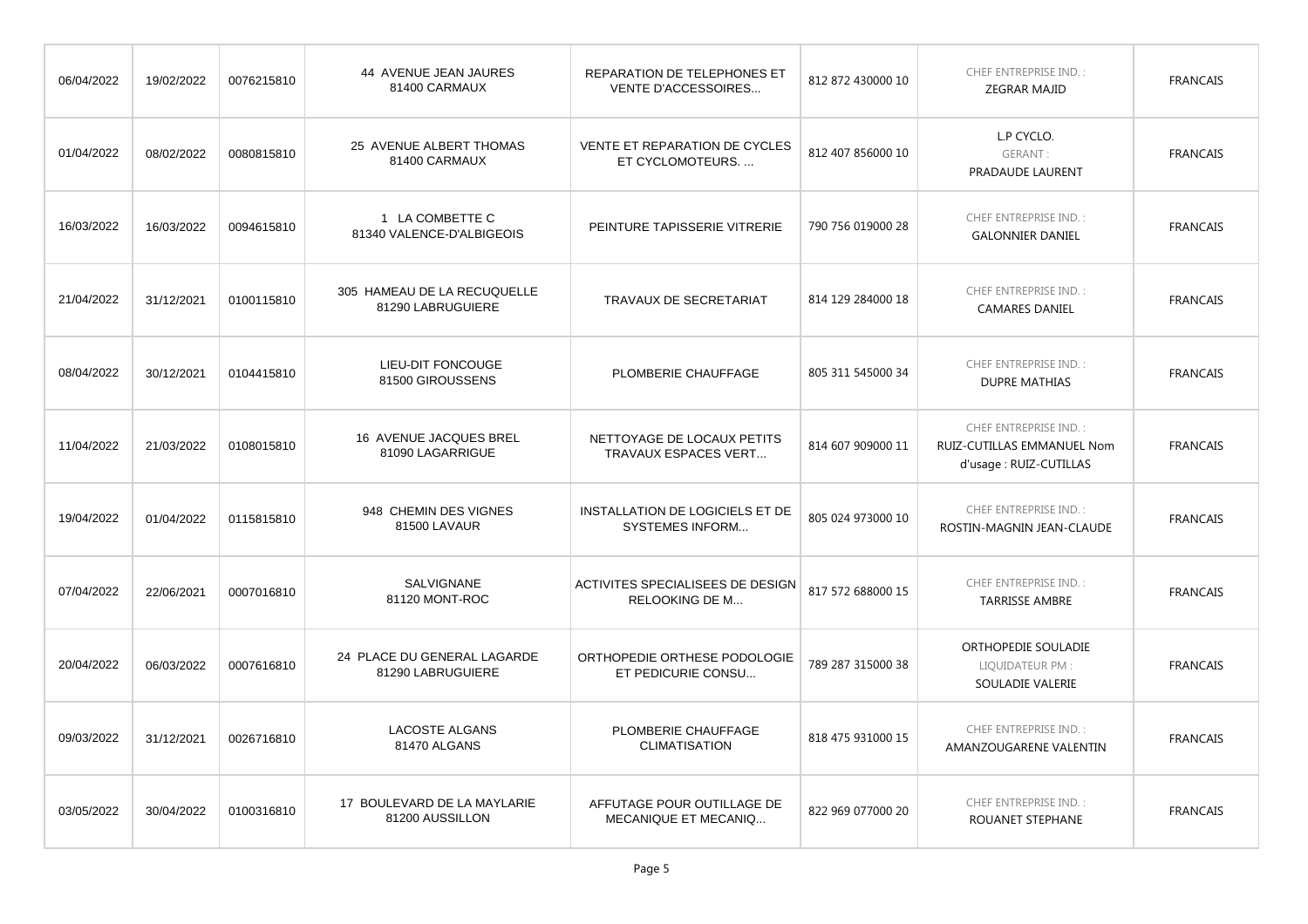| | | | | | | | |
|---|---|---|---|---|---|---|---|
| 06/04/2022 | 19/02/2022 | 0076215810 | 44 AVENUE JEAN JAURES 81400 CARMAUX | REPARATION DE TELEPHONES ET VENTE D'ACCESSOIRES... | 812 872 430000 10 | CHEF ENTREPRISE IND. : ZEGRAR MAJID | FRANCAIS |
| 01/04/2022 | 08/02/2022 | 0080815810 | 25 AVENUE ALBERT THOMAS 81400 CARMAUX | VENTE ET REPARATION DE CYCLES ET CYCLOMOTEURS. ... | 812 407 856000 10 | L.P CYCLO. GERANT : PRADAUDE LAURENT | FRANCAIS |
| 16/03/2022 | 16/03/2022 | 0094615810 | 1 LA COMBETTE C 81340 VALENCE-D'ALBIGEOIS | PEINTURE TAPISSERIE VITRERIE | 790 756 019000 28 | CHEF ENTREPRISE IND. : GALONNIER DANIEL | FRANCAIS |
| 21/04/2022 | 31/12/2021 | 0100115810 | 305 HAMEAU DE LA RECUQUELLE 81290 LABRUGUIERE | TRAVAUX DE SECRETARIAT | 814 129 284000 18 | CHEF ENTREPRISE IND. : CAMARES DANIEL | FRANCAIS |
| 08/04/2022 | 30/12/2021 | 0104415810 | LIEU-DIT FONCOUGE 81500 GIROUSSENS | PLOMBERIE CHAUFFAGE | 805 311 545000 34 | CHEF ENTREPRISE IND. : DUPRE MATHIAS | FRANCAIS |
| 11/04/2022 | 21/03/2022 | 0108015810 | 16 AVENUE JACQUES BREL 81090 LAGARRIGUE | NETTOYAGE DE LOCAUX PETITS TRAVAUX ESPACES VERT... | 814 607 909000 11 | CHEF ENTREPRISE IND. : RUIZ-CUTILLAS EMMANUEL Nom d'usage : RUIZ-CUTILLAS | FRANCAIS |
| 19/04/2022 | 01/04/2022 | 0115815810 | 948 CHEMIN DES VIGNES 81500 LAVAUR | INSTALLATION DE LOGICIELS ET DE SYSTEMES INFORM... | 805 024 973000 10 | CHEF ENTREPRISE IND. : ROSTIN-MAGNIN JEAN-CLAUDE | FRANCAIS |
| 07/04/2022 | 22/06/2021 | 0007016810 | SALVIGNANE 81120 MONT-ROC | ACTIVITES SPECIALISEES DE DESIGN RELOOKING DE M... | 817 572 688000 15 | CHEF ENTREPRISE IND. : TARRISSE AMBRE | FRANCAIS |
| 20/04/2022 | 06/03/2022 | 0007616810 | 24 PLACE DU GENERAL LAGARDE 81290 LABRUGUIERE | ORTHOPEDIE ORTHESE PODOLOGIE ET PEDICURIE CONSU... | 789 287 315000 38 | ORTHOPEDIE SOULADIE LIQUIDATEUR PM : SOULADIE VALERIE | FRANCAIS |
| 09/03/2022 | 31/12/2021 | 0026716810 | LACOSTE ALGANS 81470 ALGANS | PLOMBERIE CHAUFFAGE CLIMATISATION | 818 475 931000 15 | CHEF ENTREPRISE IND. : AMANZOUGARENE VALENTIN | FRANCAIS |
| 03/05/2022 | 30/04/2022 | 0100316810 | 17 BOULEVARD DE LA MAYLARIE 81200 AUSSILLON | AFFUTAGE POUR OUTILLAGE DE MECANIQUE ET MECANIQ... | 822 969 077000 20 | CHEF ENTREPRISE IND. : ROUANET STEPHANE | FRANCAIS |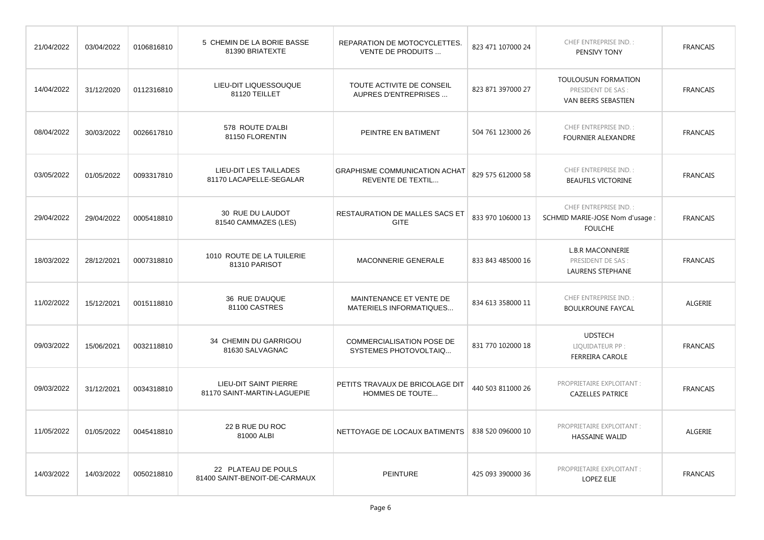| | | | | | | | |
|---|---|---|---|---|---|---|---|
| 21/04/2022 | 03/04/2022 | 0106816810 | 5 CHEMIN DE LA BORIE BASSE 81390 BRIATEXTE | REPARATION DE MOTOCYCLETTES. VENTE DE PRODUITS ... | 823 471 107000 24 | CHEF ENTREPRISE IND. : PENSIVY TONY | FRANCAIS |
| 14/04/2022 | 31/12/2020 | 0112316810 | LIEU-DIT LIQUESSOUQUE 81120 TEILLET | TOUTE ACTIVITE DE CONSEIL AUPRES D'ENTREPRISES ... | 823 871 397000 27 | TOULOUSUN FORMATION PRESIDENT DE SAS : VAN BEERS SEBASTIEN | FRANCAIS |
| 08/04/2022 | 30/03/2022 | 0026617810 | 578 ROUTE D'ALBI 81150 FLORENTIN | PEINTRE EN BATIMENT | 504 761 123000 26 | CHEF ENTREPRISE IND. : FOURNIER ALEXANDRE | FRANCAIS |
| 03/05/2022 | 01/05/2022 | 0093317810 | LIEU-DIT LES TAILLADES 81170 LACAPELLE-SEGALAR | GRAPHISME COMMUNICATION ACHAT REVENTE DE TEXTIL... | 829 575 612000 58 | CHEF ENTREPRISE IND. : BEAUFILS VICTORINE | FRANCAIS |
| 29/04/2022 | 29/04/2022 | 0005418810 | 30 RUE DU LAUDOT 81540 CAMMAZES (LES) | RESTAURATION DE MALLES SACS ET GITE | 833 970 106000 13 | CHEF ENTREPRISE IND. : SCHMID MARIE-JOSE Nom d'usage : FOULCHE | FRANCAIS |
| 18/03/2022 | 28/12/2021 | 0007318810 | 1010 ROUTE DE LA TUILERIE 81310 PARISOT | MACONNERIE GENERALE | 833 843 485000 16 | L.B.R MACONNERIE PRESIDENT DE SAS : LAURENS STEPHANE | FRANCAIS |
| 11/02/2022 | 15/12/2021 | 0015118810 | 36 RUE D'AUQUE 81100 CASTRES | MAINTENANCE ET VENTE DE MATERIELS INFORMATIQUES... | 834 613 358000 11 | CHEF ENTREPRISE IND. : BOULKROUNE FAYCAL | ALGERIE |
| 09/03/2022 | 15/06/2021 | 0032118810 | 34 CHEMIN DU GARRIGOU 81630 SALVAGNAC | COMMERCIALISATION POSE DE SYSTEMES PHOTOVOLTAIQ... | 831 770 102000 18 | UDSTECH LIQUIDATEUR PP : FERREIRA CAROLE | FRANCAIS |
| 09/03/2022 | 31/12/2021 | 0034318810 | LIEU-DIT SAINT PIERRE 81170 SAINT-MARTIN-LAGUEPIE | PETITS TRAVAUX DE BRICOLAGE DIT HOMMES DE TOUTE... | 440 503 811000 26 | PROPRIETAIRE EXPLOITANT : CAZELLES PATRICE | FRANCAIS |
| 11/05/2022 | 01/05/2022 | 0045418810 | 22 B RUE DU ROC 81000 ALBI | NETTOYAGE DE LOCAUX BATIMENTS | 838 520 096000 10 | PROPRIETAIRE EXPLOITANT : HASSAINE WALID | ALGERIE |
| 14/03/2022 | 14/03/2022 | 0050218810 | 22 PLATEAU DE POULS 81400 SAINT-BENOIT-DE-CARMAUX | PEINTURE | 425 093 390000 36 | PROPRIETAIRE EXPLOITANT : LOPEZ ELIE | FRANCAIS |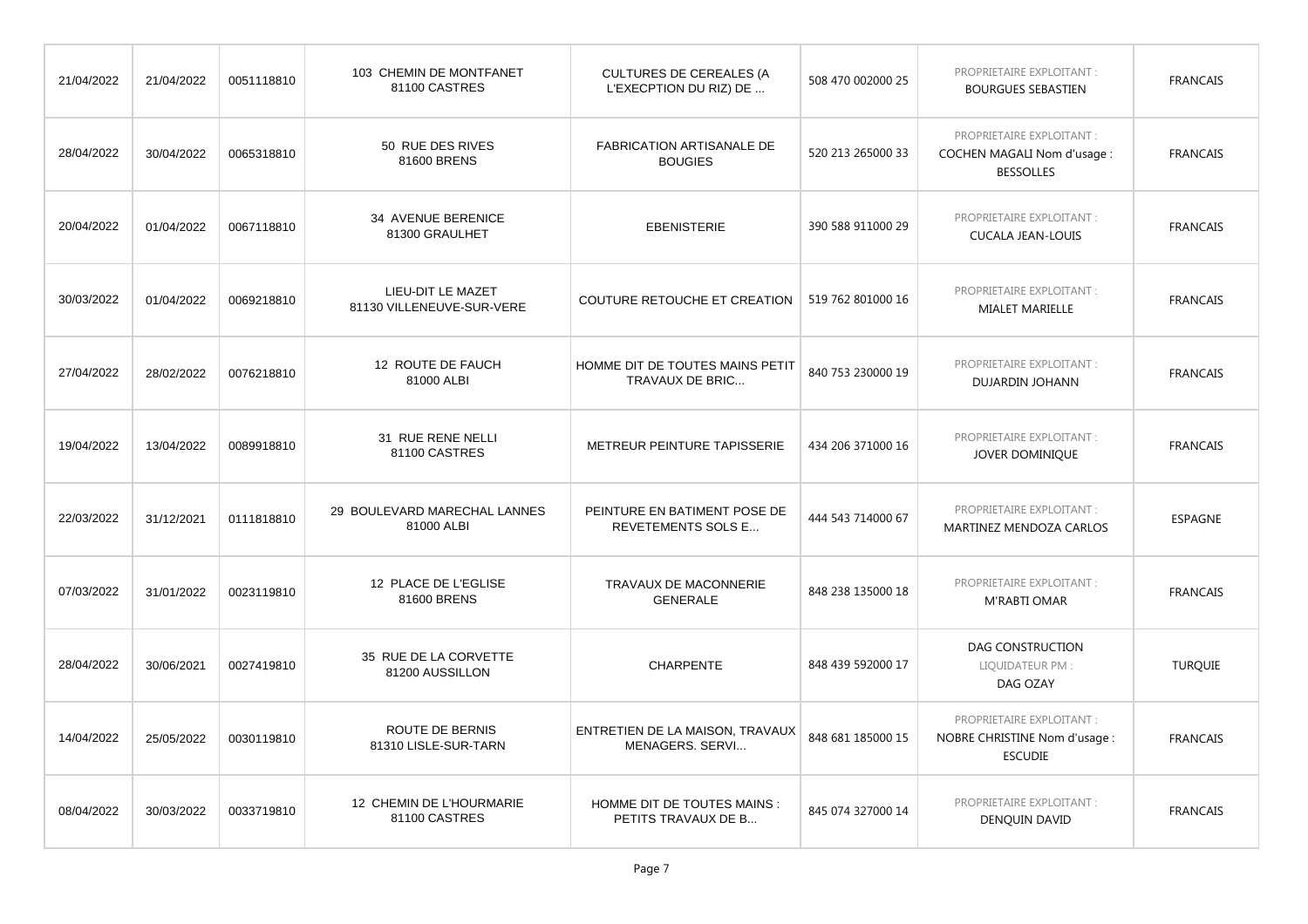| | | | | | | | |
|---|---|---|---|---|---|---|---|
| 21/04/2022 | 21/04/2022 | 0051118810 | 103 CHEMIN DE MONTFANET 81100 CASTRES | CULTURES DE CEREALES (A L'EXECPTION DU RIZ) DE ... | 508 470 002000 25 | PROPRIETAIRE EXPLOITANT : BOURGUES SEBASTIEN | FRANCAIS |
| 28/04/2022 | 30/04/2022 | 0065318810 | 50 RUE DES RIVES 81600 BRENS | FABRICATION ARTISANALE DE BOUGIES | 520 213 265000 33 | PROPRIETAIRE EXPLOITANT : COCHEN MAGALI Nom d'usage : BESSOLLES | FRANCAIS |
| 20/04/2022 | 01/04/2022 | 0067118810 | 34 AVENUE BERENICE 81300 GRAULHET | EBENISTERIE | 390 588 911000 29 | PROPRIETAIRE EXPLOITANT : CUCALA JEAN-LOUIS | FRANCAIS |
| 30/03/2022 | 01/04/2022 | 0069218810 | LIEU-DIT LE MAZET 81130 VILLENEUVE-SUR-VERE | COUTURE RETOUCHE ET CREATION | 519 762 801000 16 | PROPRIETAIRE EXPLOITANT : MIALET MARIELLE | FRANCAIS |
| 27/04/2022 | 28/02/2022 | 0076218810 | 12 ROUTE DE FAUCH 81000 ALBI | HOMME DIT DE TOUTES MAINS PETIT TRAVAUX DE BRIC... | 840 753 230000 19 | PROPRIETAIRE EXPLOITANT : DUJARDIN JOHANN | FRANCAIS |
| 19/04/2022 | 13/04/2022 | 0089918810 | 31 RUE RENE NELLI 81100 CASTRES | METREUR PEINTURE TAPISSERIE | 434 206 371000 16 | PROPRIETAIRE EXPLOITANT : JOVER DOMINIQUE | FRANCAIS |
| 22/03/2022 | 31/12/2021 | 0111818810 | 29 BOULEVARD MARECHAL LANNES 81000 ALBI | PEINTURE EN BATIMENT POSE DE REVETEMENTS SOLS E... | 444 543 714000 67 | PROPRIETAIRE EXPLOITANT : MARTINEZ MENDOZA CARLOS | ESPAGNE |
| 07/03/2022 | 31/01/2022 | 0023119810 | 12 PLACE DE L'EGLISE 81600 BRENS | TRAVAUX DE MACONNERIE GENERALE | 848 238 135000 18 | PROPRIETAIRE EXPLOITANT : M'RABTI OMAR | FRANCAIS |
| 28/04/2022 | 30/06/2021 | 0027419810 | 35 RUE DE LA CORVETTE 81200 AUSSILLON | CHARPENTE | 848 439 592000 17 | DAG CONSTRUCTION LIQUIDATEUR PM : DAG OZAY | TURQUIE |
| 14/04/2022 | 25/05/2022 | 0030119810 | ROUTE DE BERNIS 81310 LISLE-SUR-TARN | ENTRETIEN DE LA MAISON, TRAVAUX MENAGERS. SERVI... | 848 681 185000 15 | PROPRIETAIRE EXPLOITANT : NOBRE CHRISTINE Nom d'usage : ESCUDIE | FRANCAIS |
| 08/04/2022 | 30/03/2022 | 0033719810 | 12 CHEMIN DE L'HOURMARIE 81100 CASTRES | HOMME DIT DE TOUTES MAINS : PETITS TRAVAUX DE B... | 845 074 327000 14 | PROPRIETAIRE EXPLOITANT : DENQUIN DAVID | FRANCAIS |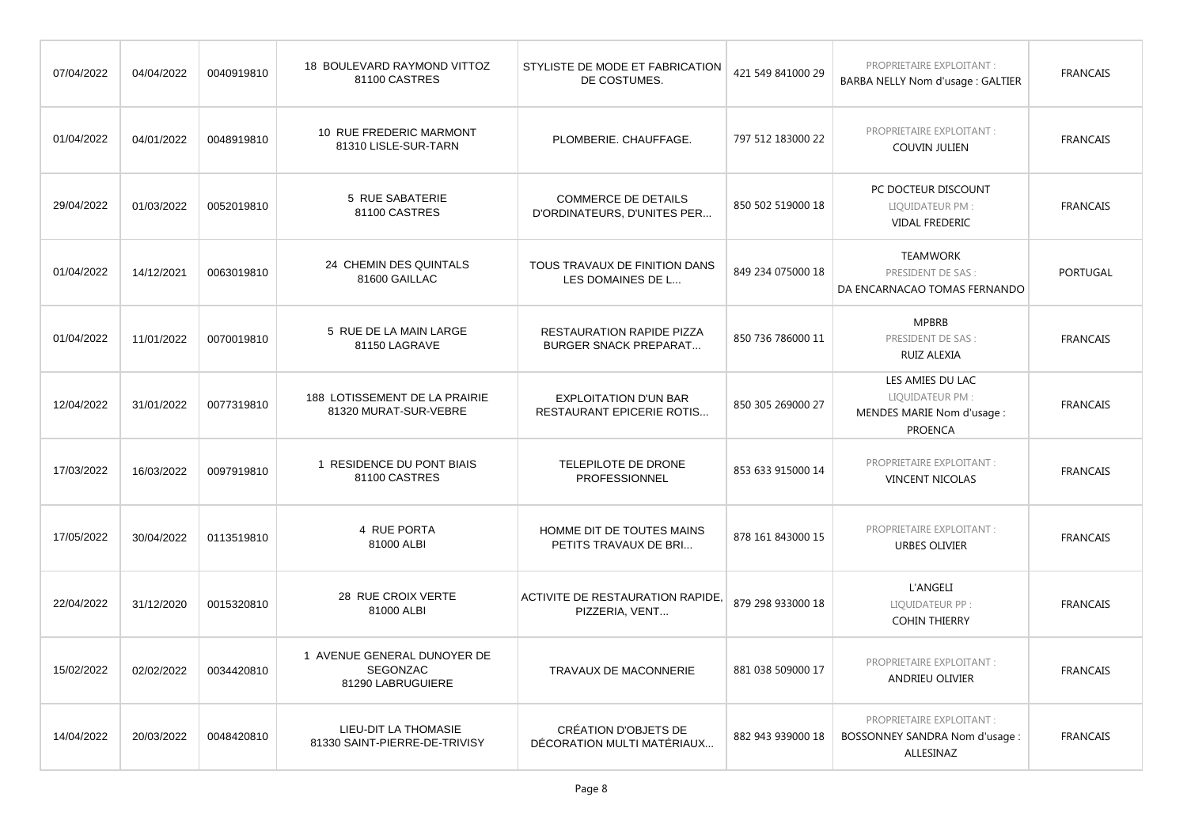| | | | | | | | |
|---|---|---|---|---|---|---|---|
| 07/04/2022 | 04/04/2022 | 0040919810 | 18 BOULEVARD RAYMOND VITTOZ 81100 CASTRES | STYLISTE DE MODE ET FABRICATION DE COSTUMES. | 421 549 841000 29 | PROPRIETAIRE EXPLOITANT : BARBA NELLY Nom d'usage : GALTIER | FRANCAIS |
| 01/04/2022 | 04/01/2022 | 0048919810 | 10 RUE FREDERIC MARMONT 81310 LISLE-SUR-TARN | PLOMBERIE. CHAUFFAGE. | 797 512 183000 22 | PROPRIETAIRE EXPLOITANT : COUVIN JULIEN | FRANCAIS |
| 29/04/2022 | 01/03/2022 | 0052019810 | 5 RUE SABATERIE 81100 CASTRES | COMMERCE DE DETAILS D'ORDINATEURS, D'UNITES PER... | 850 502 519000 18 | PC DOCTEUR DISCOUNT LIQUIDATEUR PM : VIDAL FREDERIC | FRANCAIS |
| 01/04/2022 | 14/12/2021 | 0063019810 | 24 CHEMIN DES QUINTALS 81600 GAILLAC | TOUS TRAVAUX DE FINITION DANS LES DOMAINES DE L... | 849 234 075000 18 | TEAMWORK PRESIDENT DE SAS : DA ENCARNACAO TOMAS FERNANDO | PORTUGAL |
| 01/04/2022 | 11/01/2022 | 0070019810 | 5 RUE DE LA MAIN LARGE 81150 LAGRAVE | RESTAURATION RAPIDE PIZZA BURGER SNACK PREPARAT... | 850 736 786000 11 | MPBRB PRESIDENT DE SAS : RUIZ ALEXIA | FRANCAIS |
| 12/04/2022 | 31/01/2022 | 0077319810 | 188 LOTISSEMENT DE LA PRAIRIE 81320 MURAT-SUR-VEBRE | EXPLOITATION D'UN BAR RESTAURANT EPICERIE ROTIS... | 850 305 269000 27 | LES AMIES DU LAC LIQUIDATEUR PM : MENDES MARIE Nom d'usage : PROENCA | FRANCAIS |
| 17/03/2022 | 16/03/2022 | 0097919810 | 1 RESIDENCE DU PONT BIAIS 81100 CASTRES | TELEPILOTE DE DRONE PROFESSIONNEL | 853 633 915000 14 | PROPRIETAIRE EXPLOITANT : VINCENT NICOLAS | FRANCAIS |
| 17/05/2022 | 30/04/2022 | 0113519810 | 4 RUE PORTA 81000 ALBI | HOMME DIT DE TOUTES MAINS PETITS TRAVAUX DE BRI... | 878 161 843000 15 | PROPRIETAIRE EXPLOITANT : URBES OLIVIER | FRANCAIS |
| 22/04/2022 | 31/12/2020 | 0015320810 | 28 RUE CROIX VERTE 81000 ALBI | ACTIVITE DE RESTAURATION RAPIDE, PIZZERIA, VENT... | 879 298 933000 18 | L'ANGELI LIQUIDATEUR PP : COHIN THIERRY | FRANCAIS |
| 15/02/2022 | 02/02/2022 | 0034420810 | 1 AVENUE GENERAL DUNOYER DE SEGONZAC 81290 LABRUGUIERE | TRAVAUX DE MACONNERIE | 881 038 509000 17 | PROPRIETAIRE EXPLOITANT : ANDRIEU OLIVIER | FRANCAIS |
| 14/04/2022 | 20/03/2022 | 0048420810 | LIEU-DIT LA THOMASIE 81330 SAINT-PIERRE-DE-TRIVISY | CRÉATION D'OBJETS DE DÉCORATION MULTI MATÉRIAUX... | 882 943 939000 18 | PROPRIETAIRE EXPLOITANT : BOSSONNEY SANDRA Nom d'usage : ALLESINAZ | FRANCAIS |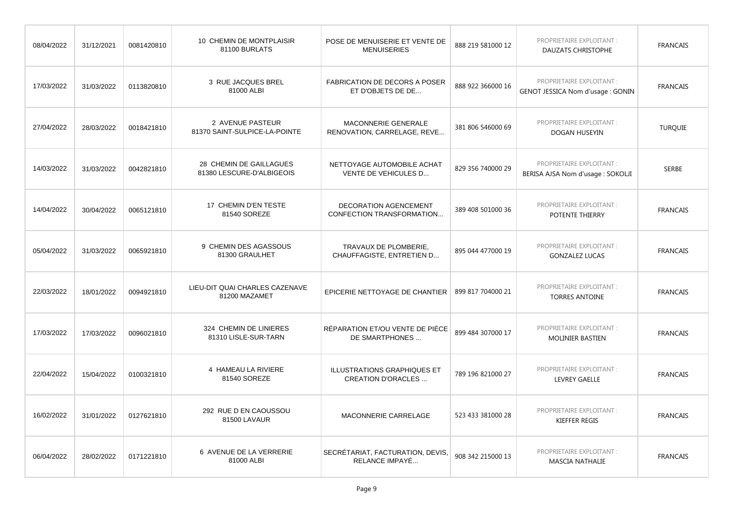| | | | | | | | |
|---|---|---|---|---|---|---|---|
| 08/04/2022 | 31/12/2021 | 0081420810 | 10 CHEMIN DE MONTPLAISIR 81100 BURLATS | POSE DE MENUISERIE ET VENTE DE MENUISERIES | 888 219 581000 12 | PROPRIETAIRE EXPLOITANT : DAUZATS CHRISTOPHE | FRANCAIS |
| 17/03/2022 | 31/03/2022 | 0113820810 | 3 RUE JACQUES BREL 81000 ALBI | FABRICATION DE DECORS A POSER ET D'OBJETS DE DE... | 888 922 366000 16 | PROPRIETAIRE EXPLOITANT : GENOT JESSICA Nom d'usage : GONIN | FRANCAIS |
| 27/04/2022 | 28/03/2022 | 0018421810 | 2 AVENUE PASTEUR 81370 SAINT-SULPICE-LA-POINTE | MACONNERIE GENERALE RENOVATION, CARRELAGE, REVE... | 381 806 546000 69 | PROPRIETAIRE EXPLOITANT : DOGAN HUSEYIN | TURQUIE |
| 14/03/2022 | 31/03/2022 | 0042821810 | 28 CHEMIN DE GAILLAGUES 81380 LESCURE-D'ALBIGEOIS | NETTOYAGE AUTOMOBILE ACHAT VENTE DE VEHICULES D... | 829 356 740000 29 | PROPRIETAIRE EXPLOITANT : BERISA AJSA Nom d'usage : SOKOLJI | SERBE |
| 14/04/2022 | 30/04/2022 | 0065121810 | 17 CHEMIN D'EN TESTE 81540 SOREZE | DECORATION AGENCEMENT CONFECTION TRANSFORMATION... | 389 408 501000 36 | PROPRIETAIRE EXPLOITANT : POTENTE THIERRY | FRANCAIS |
| 05/04/2022 | 31/03/2022 | 0065921810 | 9 CHEMIN DES AGASSOUS 81300 GRAULHET | TRAVAUX DE PLOMBERIE, CHAUFFAGISTE, ENTRETIEN D... | 895 044 477000 19 | PROPRIETAIRE EXPLOITANT : GONZALEZ LUCAS | FRANCAIS |
| 22/03/2022 | 18/01/2022 | 0094921810 | LIEU-DIT QUAI CHARLES CAZENAVE 81200 MAZAMET | EPICERIE NETTOYAGE DE CHANTIER | 899 817 704000 21 | PROPRIETAIRE EXPLOITANT : TORRES ANTOINE | FRANCAIS |
| 17/03/2022 | 17/03/2022 | 0096021810 | 324 CHEMIN DE LINIERES 81310 LISLE-SUR-TARN | RÉPARATION ET/OU VENTE DE PIÈCE DE SMARTPHONES ... | 899 484 307000 17 | PROPRIETAIRE EXPLOITANT : MOLINIER BASTIEN | FRANCAIS |
| 22/04/2022 | 15/04/2022 | 0100321810 | 4 HAMEAU LA RIVIERE 81540 SOREZE | ILLUSTRATIONS GRAPHIQUES ET CREATION D'ORACLES ... | 789 196 821000 27 | PROPRIETAIRE EXPLOITANT : LEVREY GAELLE | FRANCAIS |
| 16/02/2022 | 31/01/2022 | 0127621810 | 292 RUE D EN CAOUSSOU 81500 LAVAUR | MACONNERIE CARRELAGE | 523 433 381000 28 | PROPRIETAIRE EXPLOITANT : KIEFFER REGIS | FRANCAIS |
| 06/04/2022 | 28/02/2022 | 0171221810 | 6 AVENUE DE LA VERRERIE 81000 ALBI | SECRÉTARIAT, FACTURATION, DEVIS, RELANCE IMPAYÉ... | 908 342 215000 13 | PROPRIETAIRE EXPLOITANT : MASCIA NATHALIE | FRANCAIS |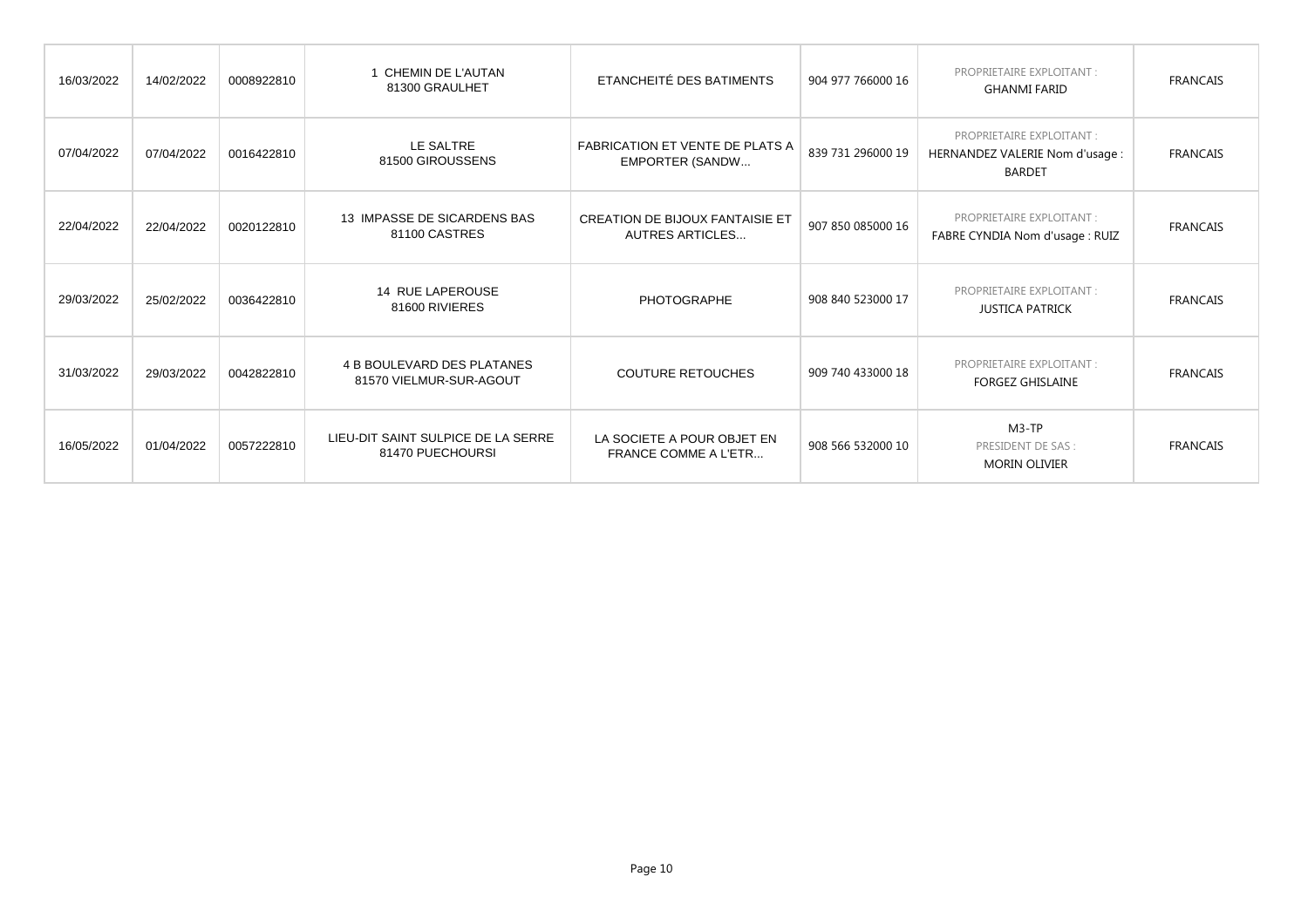| | | | | | | | |
|---|---|---|---|---|---|---|---|
| 16/03/2022 | 14/02/2022 | 0008922810 | 1 CHEMIN DE L'AUTAN<br>81300 GRAULHET | ETANCHEITÉ DES BATIMENTS | 904 977 766000 16 | PROPRIETAIRE EXPLOITANT :<br>GHANMI FARID | FRANCAIS |
| 07/04/2022 | 07/04/2022 | 0016422810 | LE SALTRE<br>81500 GIROUSSENS | FABRICATION ET VENTE DE PLATS A EMPORTER (SANDW... | 839 731 296000 19 | PROPRIETAIRE EXPLOITANT :<br>HERNANDEZ VALERIE Nom d'usage : BARDET | FRANCAIS |
| 22/04/2022 | 22/04/2022 | 0020122810 | 13 IMPASSE DE SICARDENS BAS<br>81100 CASTRES | CREATION DE BIJOUX FANTAISIE ET AUTRES ARTICLES... | 907 850 085000 16 | PROPRIETAIRE EXPLOITANT :<br>FABRE CYNDIA Nom d'usage : RUIZ | FRANCAIS |
| 29/03/2022 | 25/02/2022 | 0036422810 | 14 RUE LAPEROUSE<br>81600 RIVIERES | PHOTOGRAPHE | 908 840 523000 17 | PROPRIETAIRE EXPLOITANT :<br>JUSTICA PATRICK | FRANCAIS |
| 31/03/2022 | 29/03/2022 | 0042822810 | 4 B BOULEVARD DES PLATANES<br>81570 VIELMUR-SUR-AGOUT | COUTURE RETOUCHES | 909 740 433000 18 | PROPRIETAIRE EXPLOITANT :<br>FORGEZ GHISLAINE | FRANCAIS |
| 16/05/2022 | 01/04/2022 | 0057222810 | LIEU-DIT SAINT SULPICE DE LA SERRE<br>81470 PUECHOURSI | LA SOCIETE A POUR OBJET EN FRANCE COMME A L'ETR... | 908 566 532000 10 | M3-TP<br>PRESIDENT DE SAS :<br>MORIN OLIVIER | FRANCAIS |